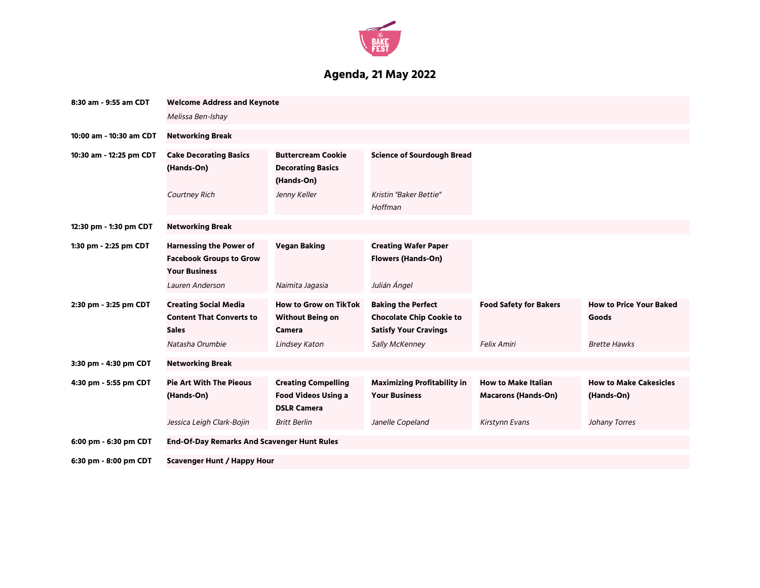The BAKE FEST

# Agenda, 21 May 2022

| Time | Session 1 | Session 2 | Session 3 | Session 4 | Session 5 |
|---|---|---|---|---|---|
| 8:30 am - 9:55 am CDT | **Welcome Address and Keynote**<br>*Melissa Ben-Ishay* | | | | |
| 10:00 am - 10:30 am CDT | **Networking Break** | | | | |
| 10:30 am - 12:25 pm CDT | **Cake Decorating Basics (Hands-On)**<br>*Courtney Rich* | **Buttercream Cookie Decorating Basics (Hands-On)**<br>*Jenny Keller* | **Science of Sourdough Bread**<br>*Kristin "Baker Bettie" Hoffman* | | |
| 12:30 pm - 1:30 pm CDT | **Networking Break** | | | | |
| 1:30 pm - 2:25 pm CDT | **Harnessing the Power of Facebook Groups to Grow Your Business**<br>*Lauren Anderson* | **Vegan Baking**<br>*Naimita Jagasia* | **Creating Wafer Paper Flowers (Hands-On)**<br>*Julián Ángel* | | |
| 2:30 pm - 3:25 pm CDT | **Creating Social Media Content That Converts to Sales**<br>*Natasha Orumbie* | **How to Grow on TikTok Without Being on Camera**<br>*Lindsey Katon* | **Baking the Perfect Chocolate Chip Cookie to Satisfy Your Cravings**<br>*Sally McKenney* | **Food Safety for Bakers**<br>*Felix Amiri* | **How to Price Your Baked Goods**<br>*Brette Hawks* |
| 3:30 pm - 4:30 pm CDT | **Networking Break** | | | | |
| 4:30 pm - 5:55 pm CDT | **Pie Art With The Pieous (Hands-On)**<br>*Jessica Leigh Clark-Bojin* | **Creating Compelling Food Videos Using a DSLR Camera**<br>*Britt Berlin* | **Maximizing Profitability in Your Business**<br>*Janelle Copeland* | **How to Make Italian Macarons (Hands-On)**<br>*Kirstynn Evans* | **How to Make Cakesicles (Hands-On)**<br>*Johany Torres* |
| 6:00 pm - 6:30 pm CDT | **End-Of-Day Remarks And Scavenger Hunt Rules** | | | | |
| 6:30 pm - 8:00 pm CDT | **Scavenger Hunt / Happy Hour** | | | | |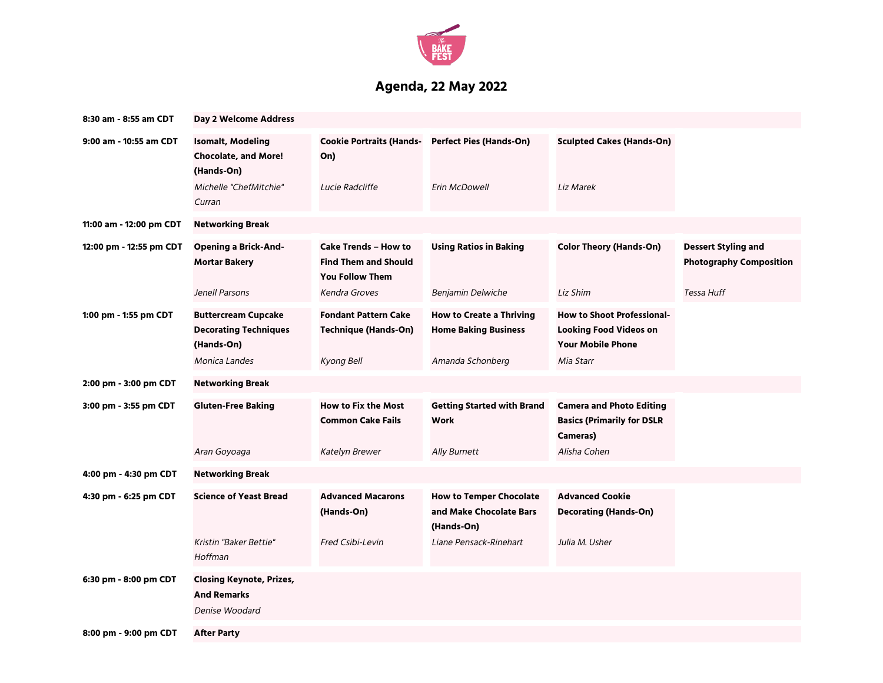# Agenda, 22 May 2022

| | | | | | |
|---|---|---|---|---|---|
| 8:30 am - 8:55 am CDT | **Day 2 Welcome Address** | | | | |
| 9:00 am - 10:55 am CDT | **Isomalt, Modeling Chocolate, and More! (Hands-On)** *Michelle "ChefMitchie" Curran* | **Cookie Portraits (Hands-On)** *Lucie Radcliffe* | **Perfect Pies (Hands-On)** *Erin McDowell* | **Sculpted Cakes (Hands-On)** *Liz Marek* | |
| 11:00 am - 12:00 pm CDT | **Networking Break** | | | | |
| 12:00 pm - 12:55 pm CDT | **Opening a Brick-And-Mortar Bakery** *Jenell Parsons* | **Cake Trends – How to Find Them and Should You Follow Them** *Kendra Groves* | **Using Ratios in Baking** *Benjamin Delwiche* | **Color Theory (Hands-On)** *Liz Shim* | **Dessert Styling and Photography Composition** *Tessa Huff* |
| 1:00 pm - 1:55 pm CDT | **Buttercream Cupcake Decorating Techniques (Hands-On)** *Monica Landes* | **Fondant Pattern Cake Technique (Hands-On)** *Kyong Bell* | **How to Create a Thriving Home Baking Business** *Amanda Schonberg* | **How to Shoot Professional-Looking Food Videos on Your Mobile Phone** *Mia Starr* | |
| 2:00 pm - 3:00 pm CDT | **Networking Break** | | | | |
| 3:00 pm - 3:55 pm CDT | **Gluten-Free Baking** *Aran Goyoaga* | **How to Fix the Most Common Cake Fails** *Katelyn Brewer* | **Getting Started with Brand Work** *Ally Burnett* | **Camera and Photo Editing Basics (Primarily for DSLR Cameras)** *Alisha Cohen* | |
| 4:00 pm - 4:30 pm CDT | **Networking Break** | | | | |
| 4:30 pm - 6:25 pm CDT | **Science of Yeast Bread** *Kristin "Baker Bettie" Hoffman* | **Advanced Macarons (Hands-On)** *Fred Csibi-Levin* | **How to Temper Chocolate and Make Chocolate Bars (Hands-On)** *Liane Pensack-Rinehart* | **Advanced Cookie Decorating (Hands-On)** *Julia M. Usher* | |
| 6:30 pm - 8:00 pm CDT | **Closing Keynote, Prizes, And Remarks** *Denise Woodard* | | | | |
| 8:00 pm - 9:00 pm CDT | **After Party** | | | | |